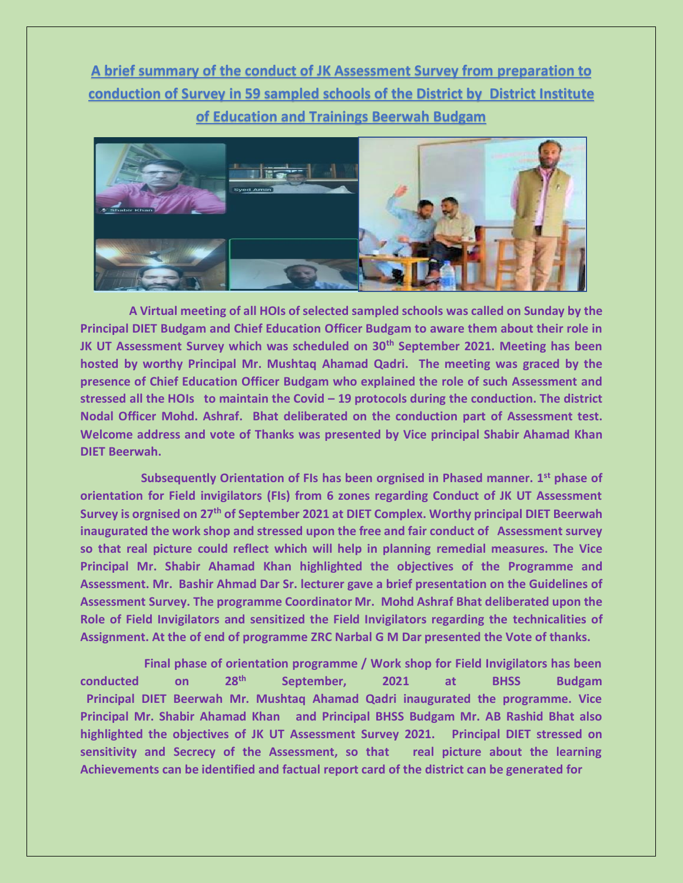# A brief summary of the conduct of JK Assessment Survey from preparation to conduction of Survey in 59 sampled schools of the District by District Institute of Education and Trainings Beerwah Budgam

**A Virtual meeting of all HOIs of selected sampled schools was called on Sunday by the Principal DIET Budgam and Chief Education Officer Budgam to aware them about their role in JK UT Assessment Survey which was scheduled on 30th September 2021. Meeting has been hosted by worthy Principal Mr. Mushtaq Ahamad Qadri. The meeting was graced by the presence of Chief Education Officer Budgam who explained the role of such Assessment and stressed all the HOIs to maintain the Covid – 19 protocols during the conduction. The district Nodal Officer Mohd. Ashraf. Bhat deliberated on the conduction part of Assessment test. Welcome address and vote of Thanks was presented by Vice principal Shabir Ahamad Khan DIET Beerwah.**

**Subsequently Orientation of FIs has been orgnised in Phased manner. 1st phase of orientation for Field invigilators (FIs) from 6 zones regarding Conduct of JK UT Assessment Survey is orgnised on 27th of September 2021 at DIET Complex. Worthy principal DIET Beerwah inaugurated the work shop and stressed upon the free and fair conduct of Assessment survey so that real picture could reflect which will help in planning remedial measures. The Vice Principal Mr. Shabir Ahamad Khan highlighted the objectives of the Programme and Assessment. Mr. Bashir Ahmad Dar Sr. lecturer gave a brief presentation on the Guidelines of Assessment Survey. The programme Coordinator Mr. Mohd Ashraf Bhat deliberated upon the Role of Field Invigilators and sensitized the Field Invigilators regarding the technicalities of Assignment. At the of end of programme ZRC Narbal G M Dar presented the Vote of thanks.**

**Final phase of orientation programme / Work shop for Field Invigilators has been conducted on 28th September, 2021 at BHSS Budgam Principal DIET Beerwah Mr. Mushtaq Ahamad Qadri inaugurated the programme. Vice Principal Mr. Shabir Ahamad Khan and Principal BHSS Budgam Mr. AB Rashid Bhat also highlighted the objectives of JK UT Assessment Survey 2021. Principal DIET stressed on sensitivity and Secrecy of the Assessment, so that real picture about the learning Achievements can be identified and factual report card of the district can be generated for**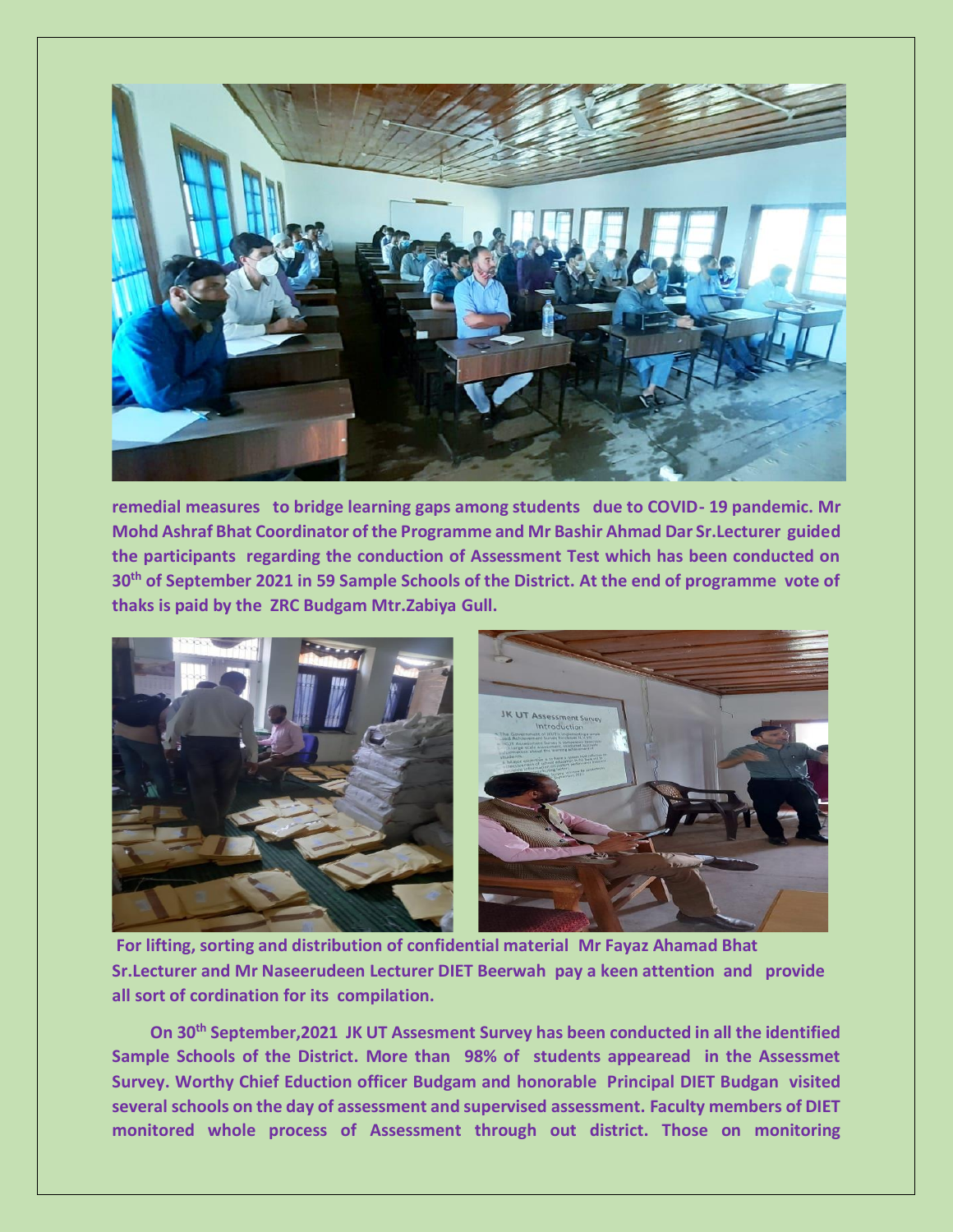**remedial measures to bridge learning gaps among students due to COVID- 19 pandemic. Mr Mohd Ashraf Bhat Coordinator of the Programme and Mr Bashir Ahmad Dar Sr.Lecturer guided the participants regarding the conduction of Assessment Test which has been conducted on 30th of September 2021 in 59 Sample Schools of the District. At the end of programme vote of thaks is paid by the ZRC Budgam Mtr.Zabiya Gull.**

**For lifting, sorting and distribution of confidential material Mr Fayaz Ahamad Bhat Sr.Lecturer and Mr Naseerudeen Lecturer DIET Beerwah pay a keen attention and provide all sort of cordination for its compilation.**

**On 30th September,2021 JK UT Assesment Survey has been conducted in all the identified Sample Schools of the District. More than 98% of students appearead in the Assessmet Survey. Worthy Chief Eduction officer Budgam and honorable Principal DIET Budgan visited several schools on the day of assessment and supervised assessment. Faculty members of DIET monitored whole process of Assessment through out district. Those on monitoring**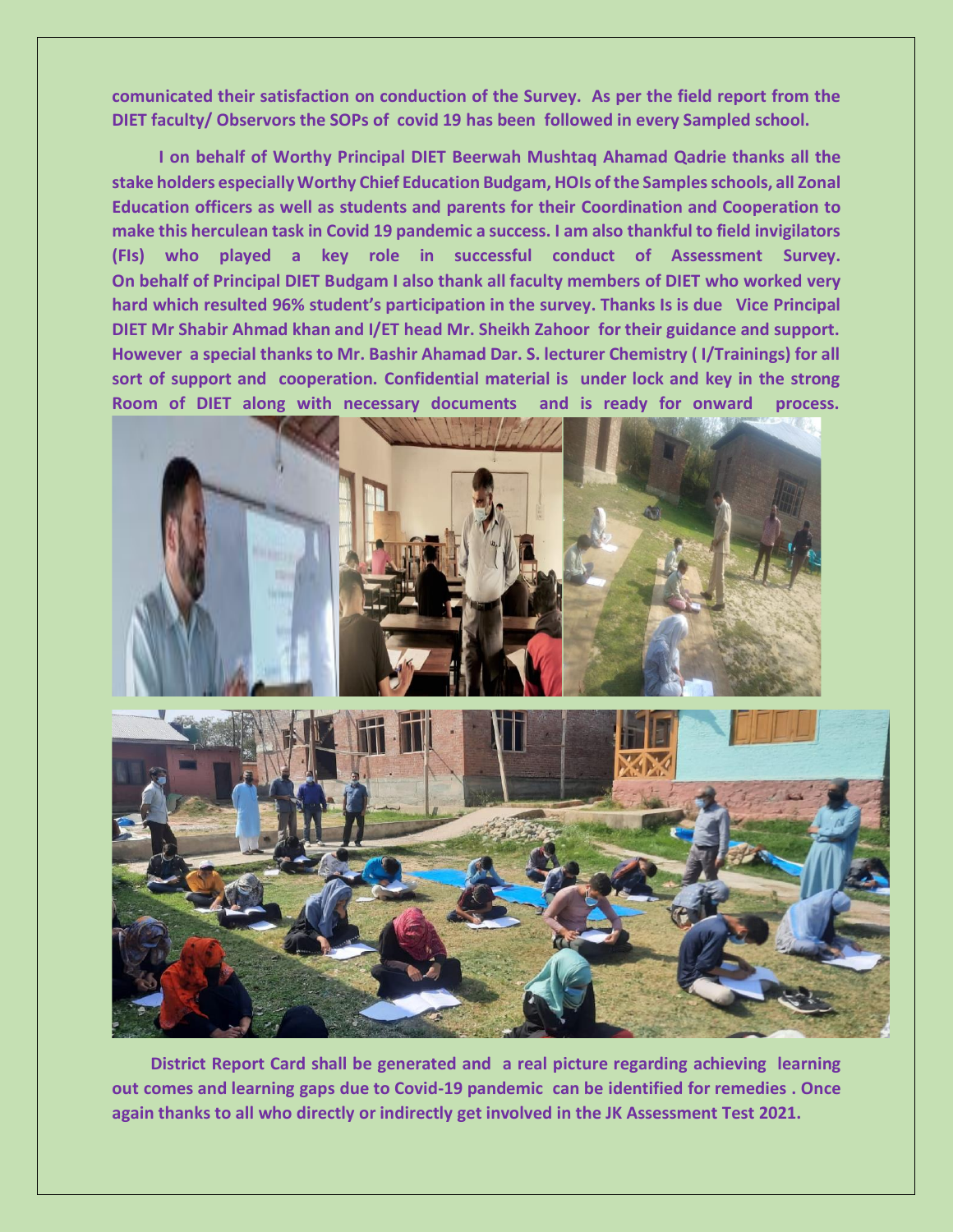**comunicated their satisfaction on conduction of the Survey. As per the field report from the DIET faculty/ Observors the SOPs of covid 19 has been followed in every Sampled school.**

**I on behalf of Worthy Principal DIET Beerwah Mushtaq Ahamad Qadrie thanks all the stake holders especially Worthy Chief Education Budgam, HOIs of the Samples schools, all Zonal Education officers as well as students and parents for their Coordination and Cooperation to make this herculean task in Covid 19 pandemic a success. I am also thankful to field invigilators (FIs) who played a key role in successful conduct of Assessment Survey. On behalf of Principal DIET Budgam I also thank all faculty members of DIET who worked very hard which resulted 96% student's participation in the survey. Thanks Is is due Vice Principal DIET Mr Shabir Ahmad khan and I/ET head Mr. Sheikh Zahoor for their guidance and support. However a special thanks to Mr. Bashir Ahamad Dar. S. lecturer Chemistry ( I/Trainings) for all sort of support and cooperation. Confidential material is under lock and key in the strong Room of DIET along with necessary documents and is ready for onward process.**

**District Report Card shall be generated and a real picture regarding achieving learning out comes and learning gaps due to Covid-19 pandemic can be identified for remedies . Once again thanks to all who directly or indirectly get involved in the JK Assessment Test 2021.**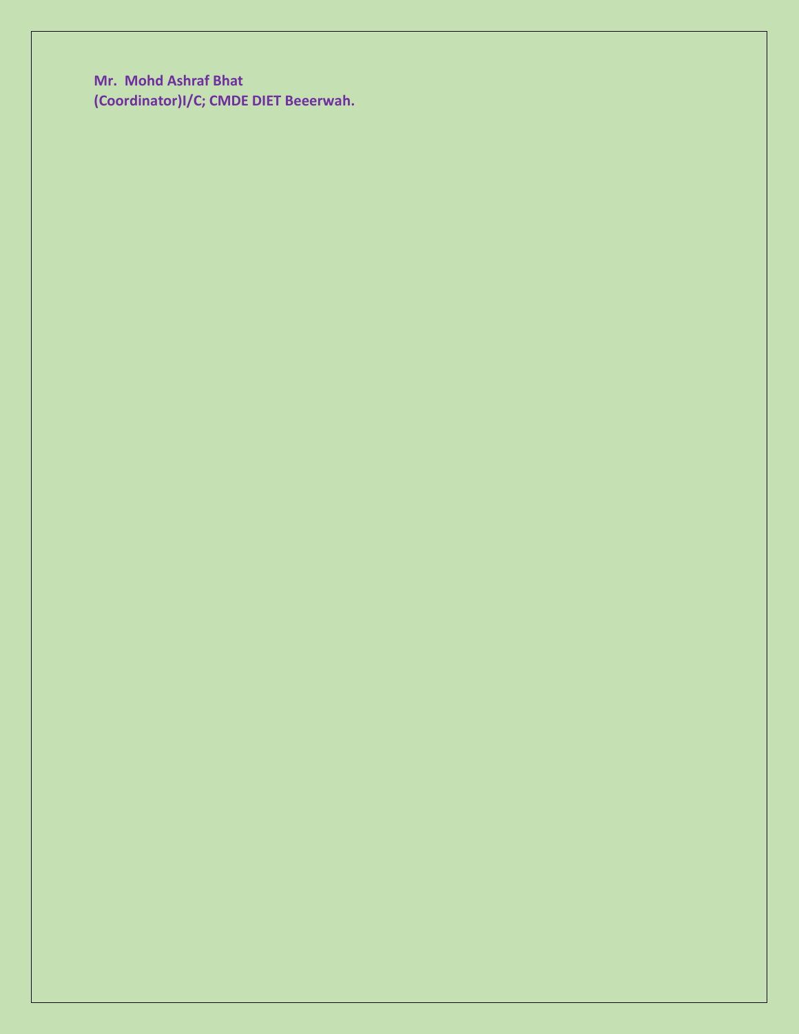**Mr. Mohd Ashraf Bhat**
**(Coordinator)I/C; CMDE DIET Beeerwah.**